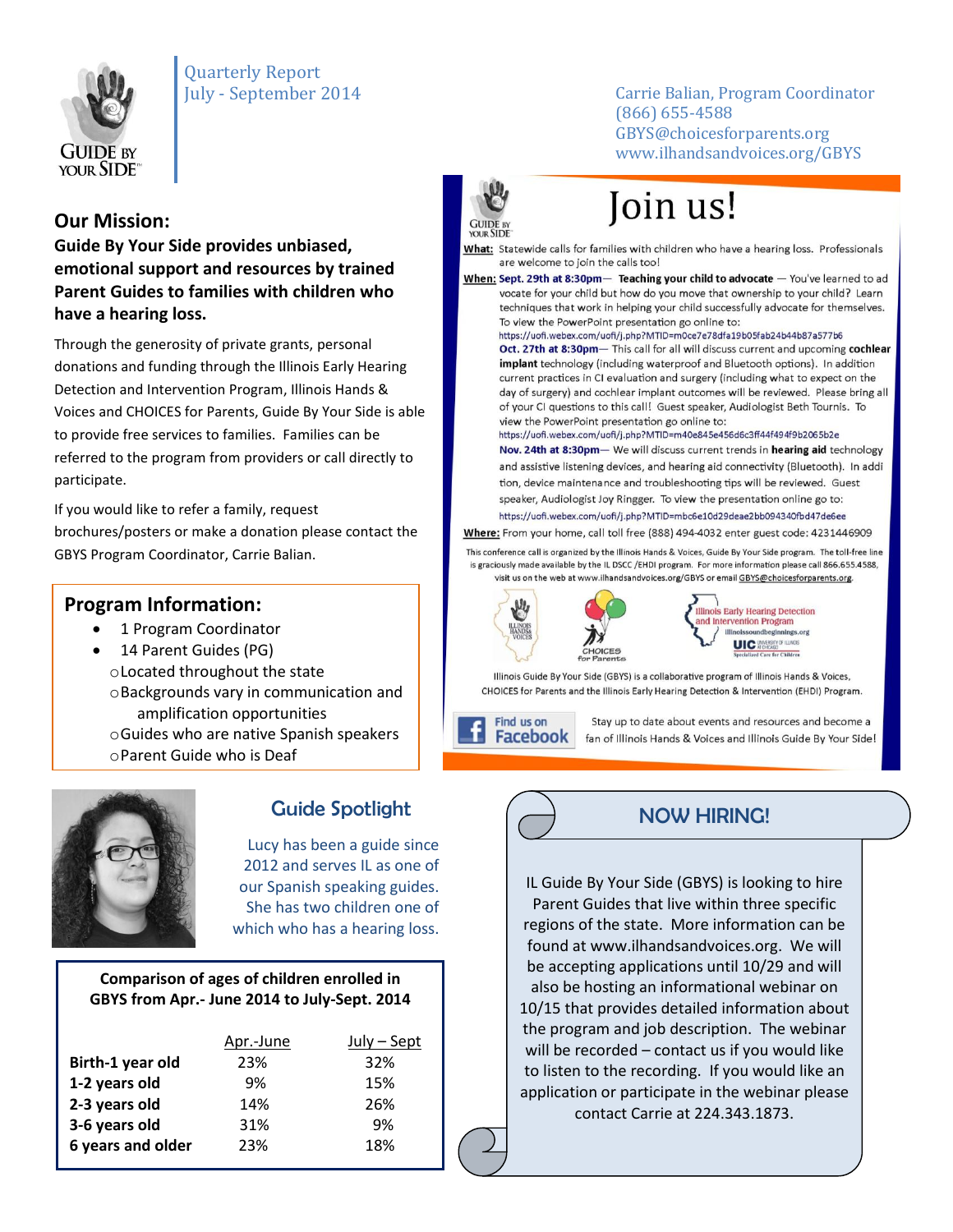Quarterly Report
July - September 2014

Carrie Balian, Program Coordinator
(866) 655-4588
GBYS@choicesforparents.org
www.ilhandsandvoices.org/GBYS

## Our Mission:

**Guide By Your Side provides unbiased, emotional support and resources by trained Parent Guides to families with children who have a hearing loss.**

Through the generosity of private grants, personal donations and funding through the Illinois Early Hearing Detection and Intervention Program, Illinois Hands & Voices and CHOICES for Parents, Guide By Your Side is able to provide free services to families. Families can be referred to the program from providers or call directly to participate.

If you would like to refer a family, request brochures/posters or make a donation please contact the GBYS Program Coordinator, Carrie Balian.

## Program Information:

- 1 Program Coordinator
- 14 Parent Guides (PG)
  - Located throughout the state
  - Backgrounds vary in communication and amplification opportunities
  - Guides who are native Spanish speakers
  - Parent Guide who is Deaf

## Join us!

**What:** Statewide calls for families with children who have a hearing loss. Professionals are welcome to join the calls too!

**When:** **Sept. 29th at 8:30pm**— **Teaching your child to advocate** — You've learned to advocate for your child but how do you move that ownership to your child? Learn techniques that work in helping your child successfully advocate for themselves. To view the PowerPoint presentation go online to: https://uofi.webex.com/uofi/j.php?MTID=m0ce7e78dfa19b05fab24b44b87a577b6

**Oct. 27th at 8:30pm**— This call for all will discuss current and upcoming **cochlear implant** technology (including waterproof and Bluetooth options). In addition current practices in CI evaluation and surgery (including what to expect on the day of surgery) and cochlear implant outcomes will be reviewed. Please bring all of your CI questions to this call! Guest speaker, Audiologist Beth Tournis. To view the PowerPoint presentation go online to: https://uofi.webex.com/uofi/j.php?MTID=m40e845e456d6c3ff44f494f9b2065b2e

**Nov. 24th at 8:30pm**— We will discuss current trends in **hearing aid** technology and assistive listening devices, and hearing aid connectivity (Bluetooth). In addition, device maintenance and troubleshooting tips will be reviewed. Guest speaker, Audiologist Joy Ringger. To view the presentation online go to: https://uofi.webex.com/uofi/j.php?MTID=mbc6e10d29deae2bb094340fbd47de6ee

**Where:** From your home, call toll free (888) 494-4032 enter guest code: 4231446909

This conference call is organized by the Illinois Hands & Voices, Guide By Your Side program. The toll-free line is graciously made available by the IL DSCC /EHDI program. For more information please call 866.655.4588, visit us on the web at www.ilhandsandvoices.org/GBYS or email GBYS@choicesforparents.org.

Illinois Early Hearing Detection and Intervention Program — illinoissoundbeginnings.org

Illinois Guide By Your Side (GBYS) is a collaborative program of Illinois Hands & Voices, CHOICES for Parents and the Illinois Early Hearing Detection & Intervention (EHDI) Program.

Find us on Facebook — Stay up to date about events and resources and become a fan of Illinois Hands & Voices and Illinois Guide By Your Side!

## Guide Spotlight

Lucy has been a guide since 2012 and serves IL as one of our Spanish speaking guides. She has two children one of which who has a hearing loss.

## NOW HIRING!

IL Guide By Your Side (GBYS) is looking to hire Parent Guides that live within three specific regions of the state. More information can be found at www.ilhandsandvoices.org. We will be accepting applications until 10/29 and will also be hosting an informational webinar on 10/15 that provides detailed information about the program and job description. The webinar will be recorded – contact us if you would like to listen to the recording. If you would like an application or participate in the webinar please contact Carrie at 224.343.1873.

**Comparison of ages of children enrolled in GBYS from Apr.- June 2014 to July-Sept. 2014**

| | Apr.-June | July – Sept |
|---|---|---|
| **Birth-1 year old** | 23% | 32% |
| **1-2 years old** | 9% | 15% |
| **2-3 years old** | 14% | 26% |
| **3-6 years old** | 31% | 9% |
| **6 years and older** | 23% | 18% |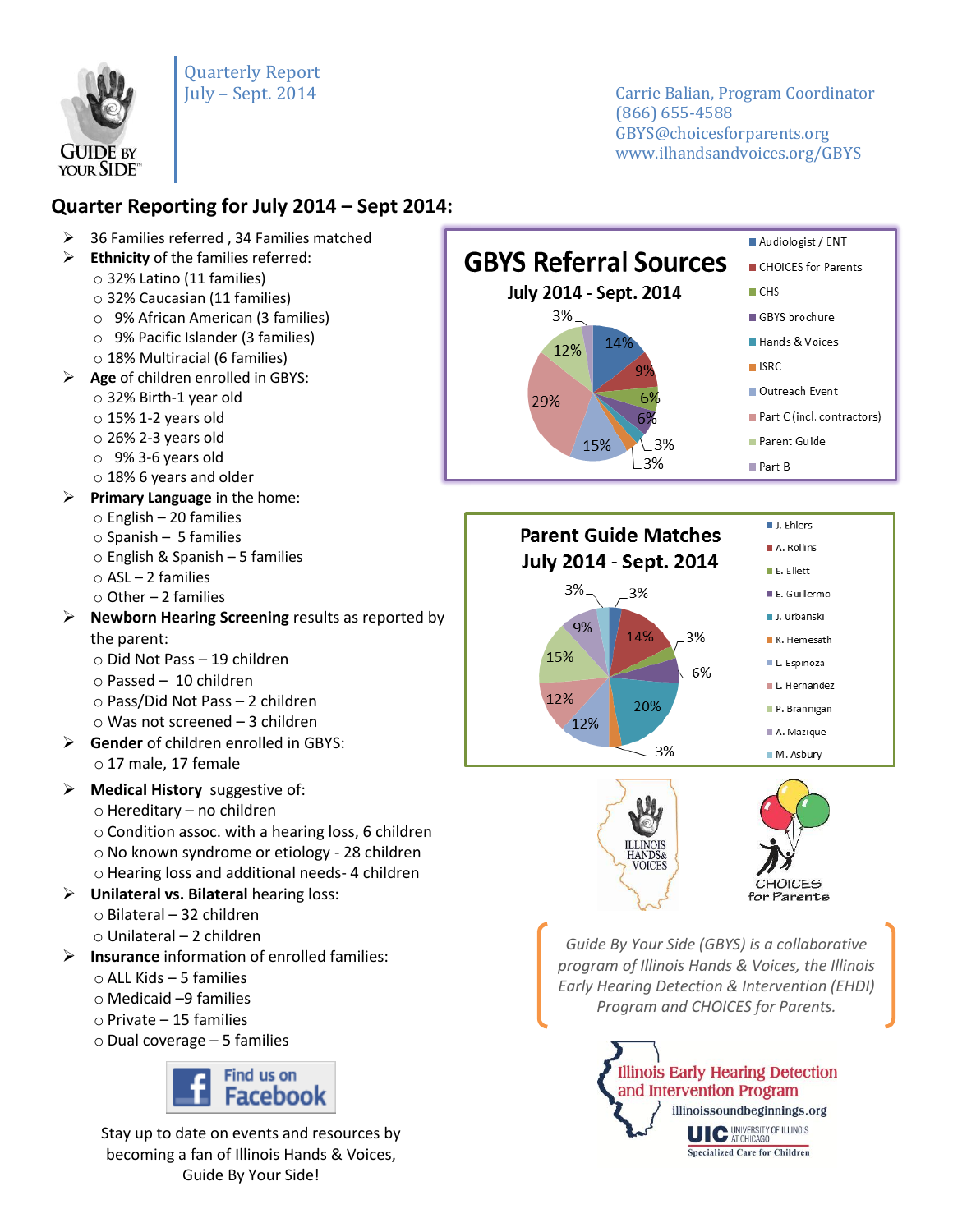Quarterly Report
July – Sept. 2014

Carrie Balian, Program Coordinator
(866) 655-4588
GBYS@choicesforparents.org
www.ilhandsandvoices.org/GBYS

## Quarter Reporting for July 2014 – Sept 2014:

- 36 Families referred , 34 Families matched
- **Ethnicity** of the families referred:
  - 32% Latino (11 families)
  - 32% Caucasian (11 families)
  - 9% African American (3 families)
  - 9% Pacific Islander (3 families)
  - 18% Multiracial (6 families)
- **Age** of children enrolled in GBYS:
  - 32% Birth-1 year old
  - 15% 1-2 years old
  - 26% 2-3 years old
  - 9% 3-6 years old
  - 18% 6 years and older
- **Primary Language** in the home:
  - English – 20 families
  - Spanish – 5 families
  - English & Spanish – 5 families
  - ASL – 2 families
  - Other – 2 families
- **Newborn Hearing Screening** results as reported by the parent:
  - Did Not Pass – 19 children
  - Passed – 10 children
  - Pass/Did Not Pass – 2 children
  - Was not screened – 3 children
- **Gender** of children enrolled in GBYS:
  - 17 male, 17 female
- **Medical History** suggestive of:
  - Hereditary – no children
  - Condition assoc. with a hearing loss, 6 children
  - No known syndrome or etiology - 28 children
  - Hearing loss and additional needs- 4 children
- **Unilateral vs. Bilateral** hearing loss:
  - Bilateral – 32 children
  - Unilateral – 2 children
- **Insurance** information of enrolled families:
  - ALL Kids – 5 families
  - Medicaid –9 families
  - Private – 15 families
  - Dual coverage – 5 families

Find us on Facebook

Stay up to date on events and resources by becoming a fan of Illinois Hands & Voices, Guide By Your Side!

**GBYS Referral Sources**
**July 2014 - Sept. 2014**

14%, 9%, 6%, 6%, 3%, 3%, 15%, 29%, 12%, 3%

Audiologist / ENT
CHOICES for Parents
CHS
GBYS brochure
Hands & Voices
ISRC
Outreach Event
Part C (incl. contractors)
Parent Guide
Part B

**Parent Guide Matches**
**July 2014 - Sept. 2014**

3%, 14%, 3%, 6%, 20%, 3%, 12%, 12%, 15%, 9%, 3%

J. Ehlers
A. Rollins
E. Ellett
E. Guillermo
J. Urbanski
K. Hemeseth
L. Espinoza
L. Hernandez
P. Brannigan
A. Mazique
M. Asbury

*Guide By Your Side (GBYS) is a collaborative program of Illinois Hands & Voices, the Illinois Early Hearing Detection & Intervention (EHDI) Program and CHOICES for Parents.*

Illinois Early Hearing Detection and Intervention Program
illinoissoundbeginnings.org
UIC University of Illinois at Chicago
Specialized Care for Children